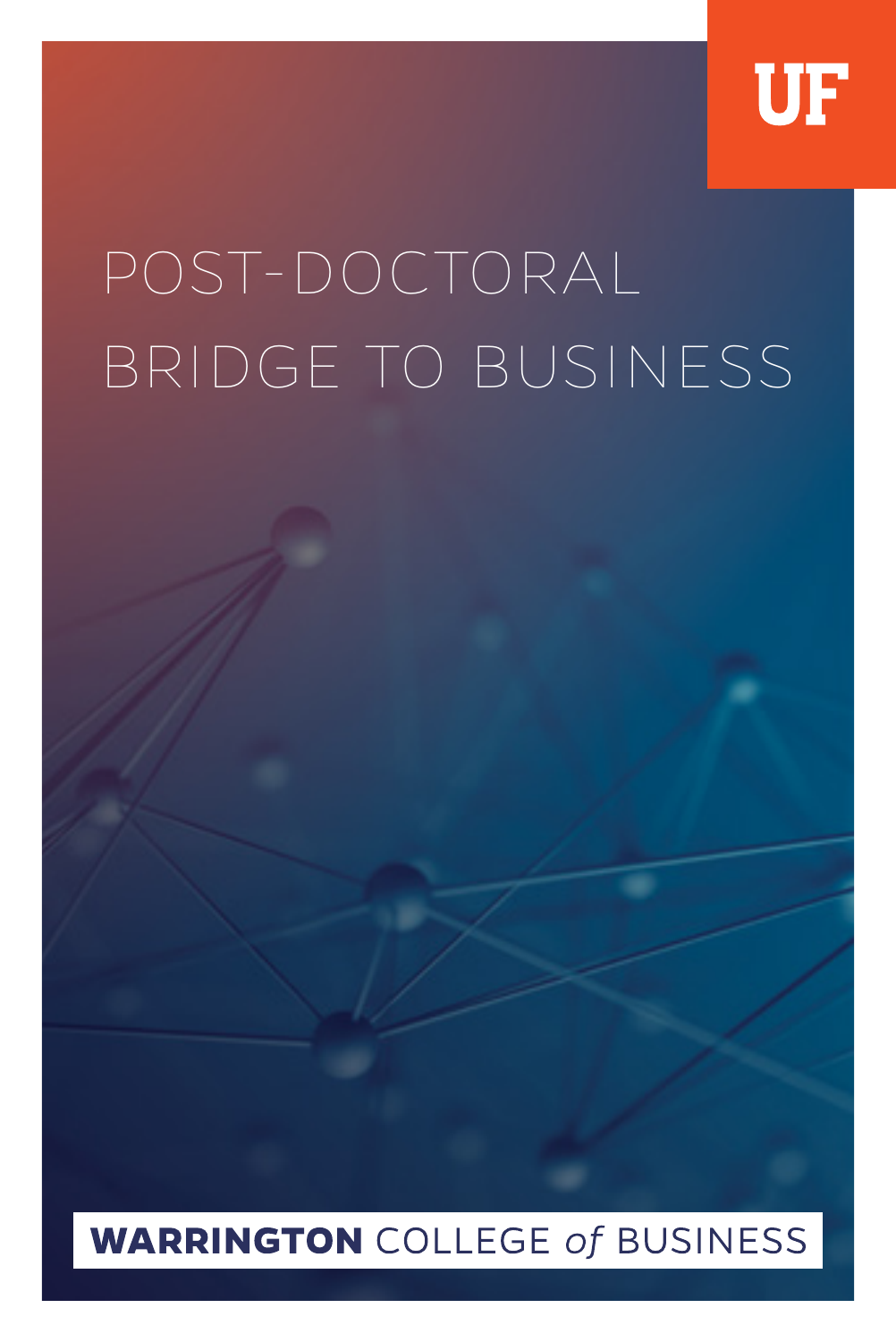UF

# POST-DOCTORAL BRIDGE TO BUSINESS

**WARRINGTON** COLLEGE *of* BUSINESS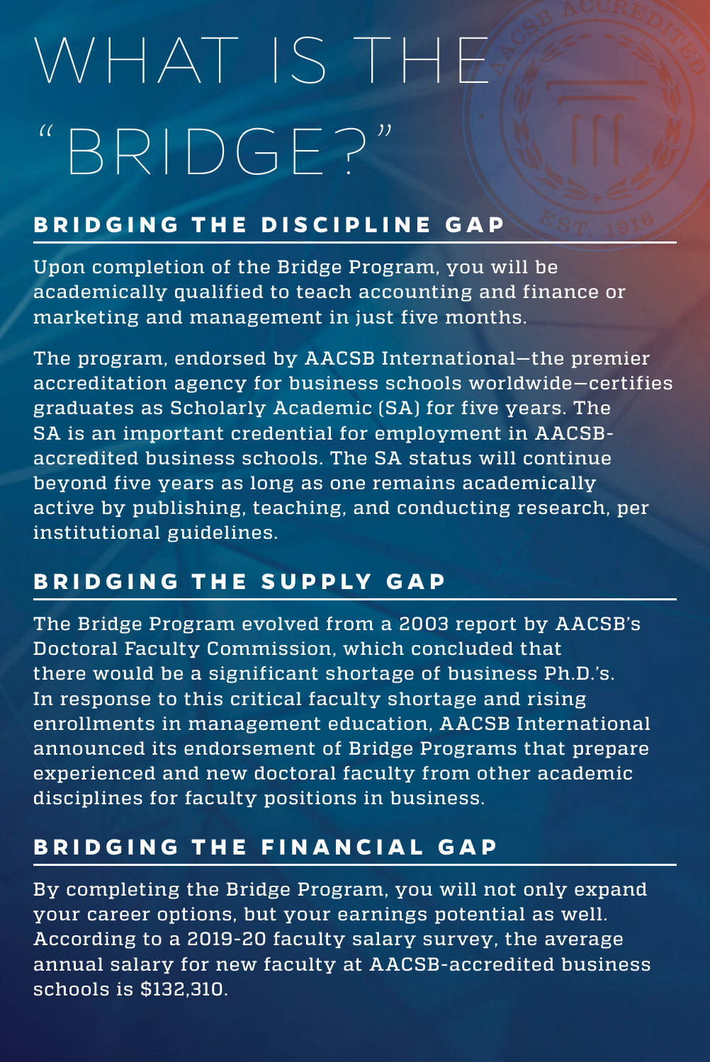# WHAT IS THE "BRIDGE?"

## BRIDGING THE DISCIPLINE GAP

Upon completion of the Bridge Program, you will be academically qualified to teach accounting and finance or marketing and management in just five months.

The program, endorsed by AACSB International—the premier accreditation agency for business schools worldwide—certifies graduates as Scholarly Academic (SA) for five years. The SA is an important credential for employment in AACSB-accredited business schools. The SA status will continue beyond five years as long as one remains academically active by publishing, teaching, and conducting research, per institutional guidelines.

## BRIDGING THE SUPPLY GAP

The Bridge Program evolved from a 2003 report by AACSB's Doctoral Faculty Commission, which concluded that there would be a significant shortage of business Ph.D.'s. In response to this critical faculty shortage and rising enrollments in management education, AACSB International announced its endorsement of Bridge Programs that prepare experienced and new doctoral faculty from other academic disciplines for faculty positions in business.

## BRIDGING THE FINANCIAL GAP

By completing the Bridge Program, you will not only expand your career options, but your earnings potential as well. According to a 2019-20 faculty salary survey, the average annual salary for new faculty at AACSB-accredited business schools is $132,310.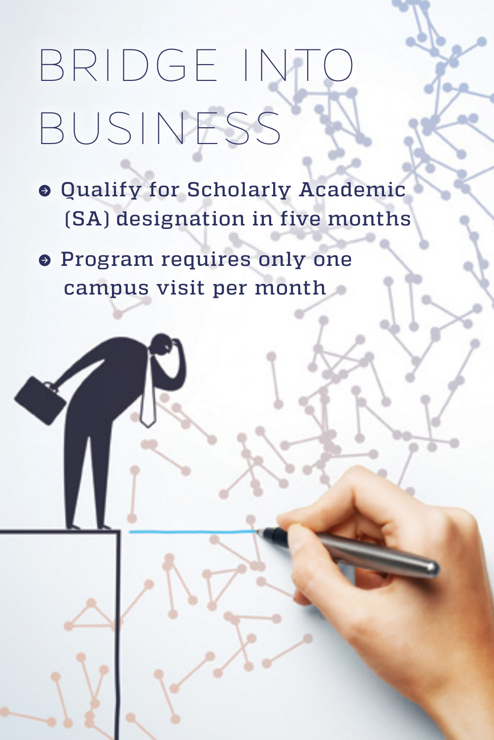# BRIDGE INTO BUSINESS

- Qualify for Scholarly Academic (SA) designation in five months
- Program requires only one campus visit per month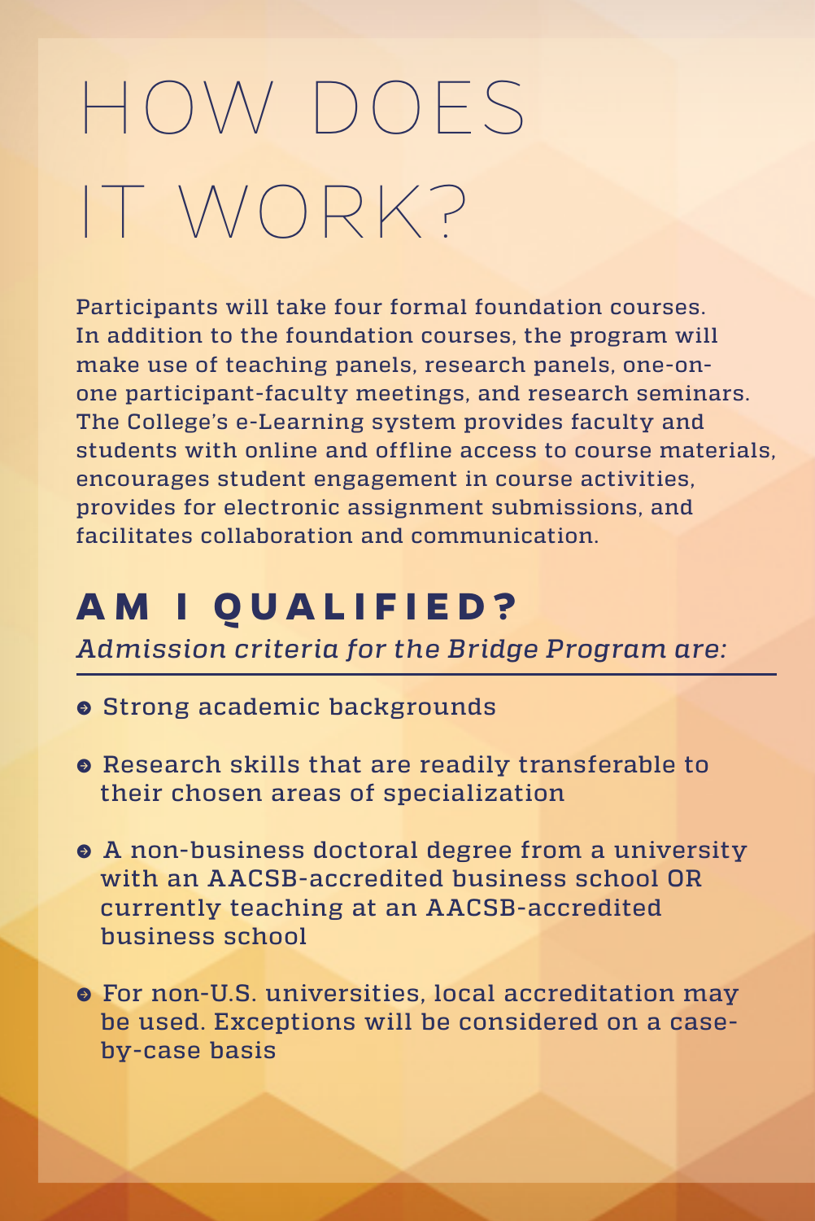# HOW DOES IT WORK?

Participants will take four formal foundation courses. In addition to the foundation courses, the program will make use of teaching panels, research panels, one-on-one participant-faculty meetings, and research seminars. The College's e-Learning system provides faculty and students with online and offline access to course materials, encourages student engagement in course activities, provides for electronic assignment submissions, and facilitates collaboration and communication.

## AM I QUALIFIED?

*Admission criteria for the Bridge Program are:*

- Strong academic backgrounds
- Research skills that are readily transferable to their chosen areas of specialization
- A non-business doctoral degree from a university with an AACSB-accredited business school OR currently teaching at an AACSB-accredited business school
- For non-U.S. universities, local accreditation may be used. Exceptions will be considered on a case-by-case basis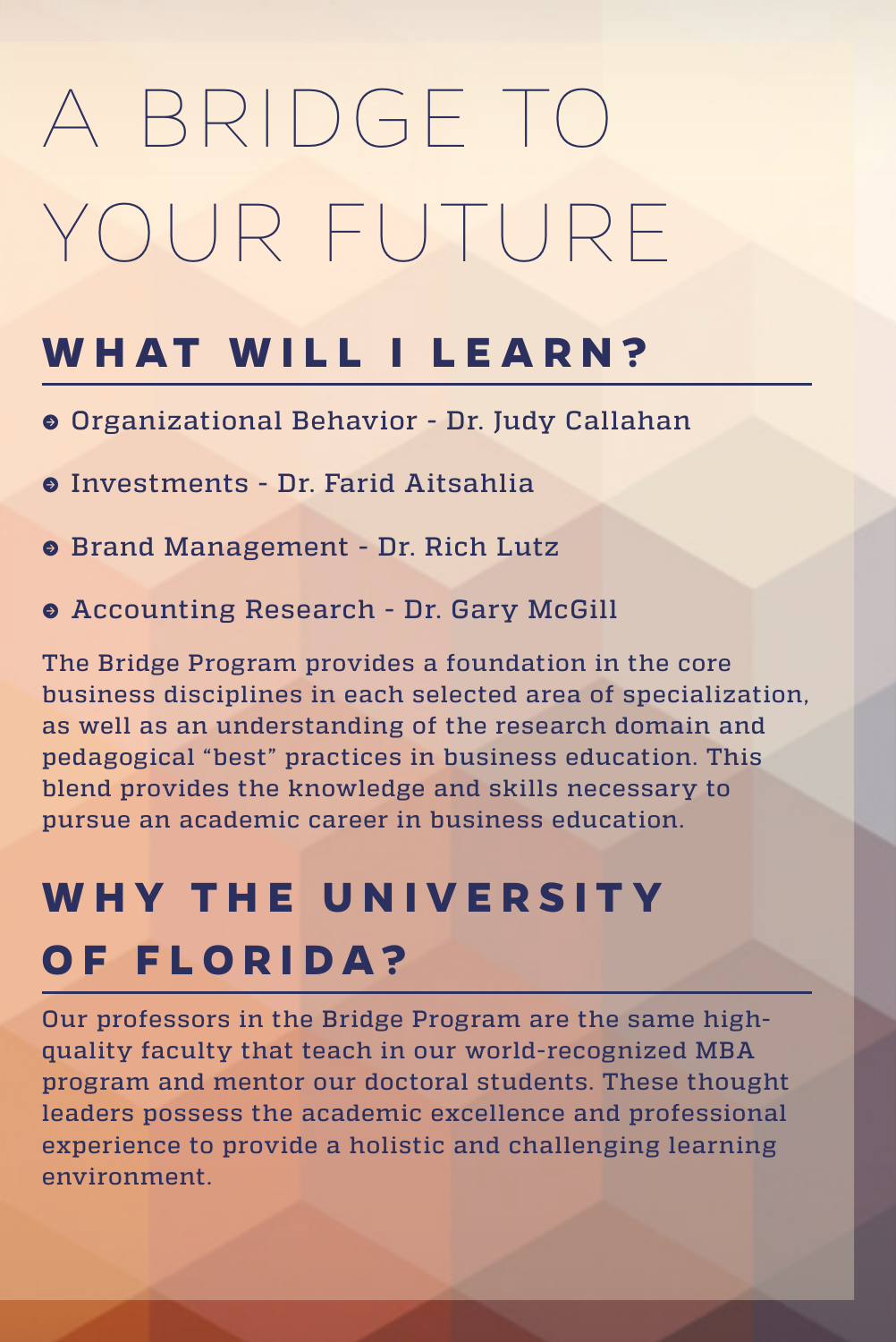# A BRIDGE TO YOUR FUTURE

## WHAT WILL I LEARN?

- Organizational Behavior - Dr. Judy Callahan
- Investments - Dr. Farid Aitsahlia
- Brand Management - Dr. Rich Lutz
- Accounting Research - Dr. Gary McGill

The Bridge Program provides a foundation in the core business disciplines in each selected area of specialization, as well as an understanding of the research domain and pedagogical "best" practices in business education. This blend provides the knowledge and skills necessary to pursue an academic career in business education.

## WHY THE UNIVERSITY OF FLORIDA?

Our professors in the Bridge Program are the same high-quality faculty that teach in our world-recognized MBA program and mentor our doctoral students. These thought leaders possess the academic excellence and professional experience to provide a holistic and challenging learning environment.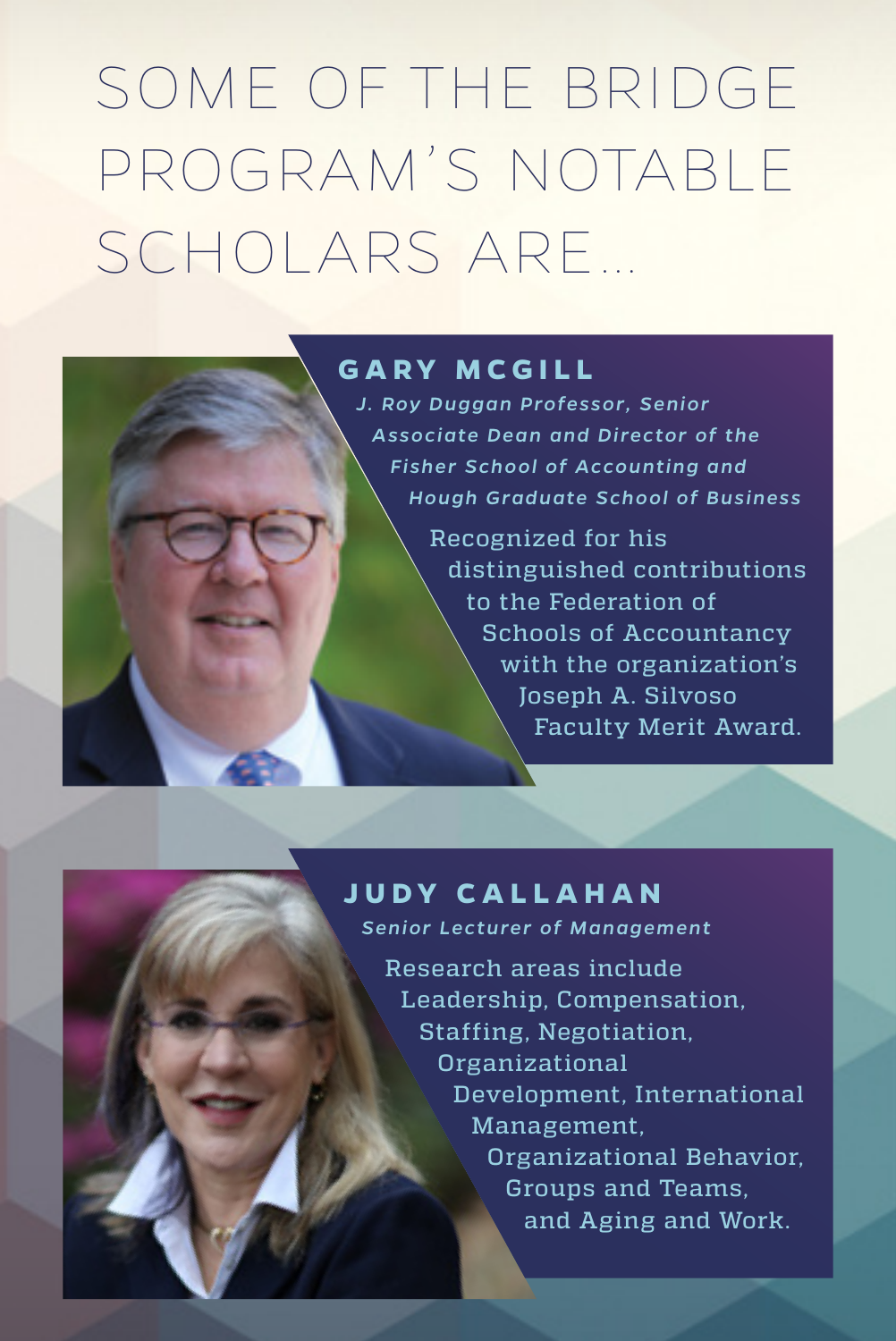# SOME OF THE BRIDGE PROGRAM'S NOTABLE SCHOLARS ARE...

## GARY MCGILL

*J. Roy Duggan Professor, Senior Associate Dean and Director of the Fisher School of Accounting and Hough Graduate School of Business*

Recognized for his distinguished contributions to the Federation of Schools of Accountancy with the organization's Joseph A. Silvoso Faculty Merit Award.

## JUDY CALLAHAN

*Senior Lecturer of Management*

Research areas include Leadership, Compensation, Staffing, Negotiation, Organizational Development, International Management, Organizational Behavior, Groups and Teams, and Aging and Work.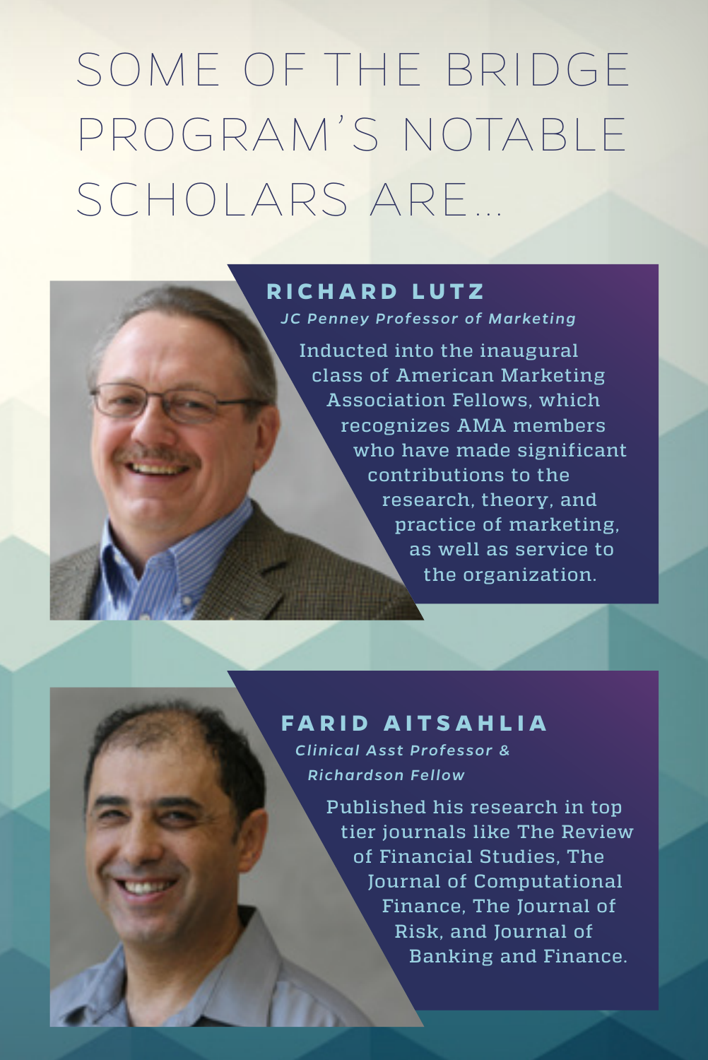# SOME OF THE BRIDGE PROGRAM'S NOTABLE SCHOLARS ARE...

## RICHARD LUTZ

*JC Penney Professor of Marketing*

Inducted into the inaugural class of American Marketing Association Fellows, which recognizes AMA members who have made significant contributions to the research, theory, and practice of marketing, as well as service to the organization.

## FARID AITSAHLIA

*Clinical Asst Professor & Richardson Fellow*

Published his research in top tier journals like The Review of Financial Studies, The Journal of Computational Finance, The Journal of Risk, and Journal of Banking and Finance.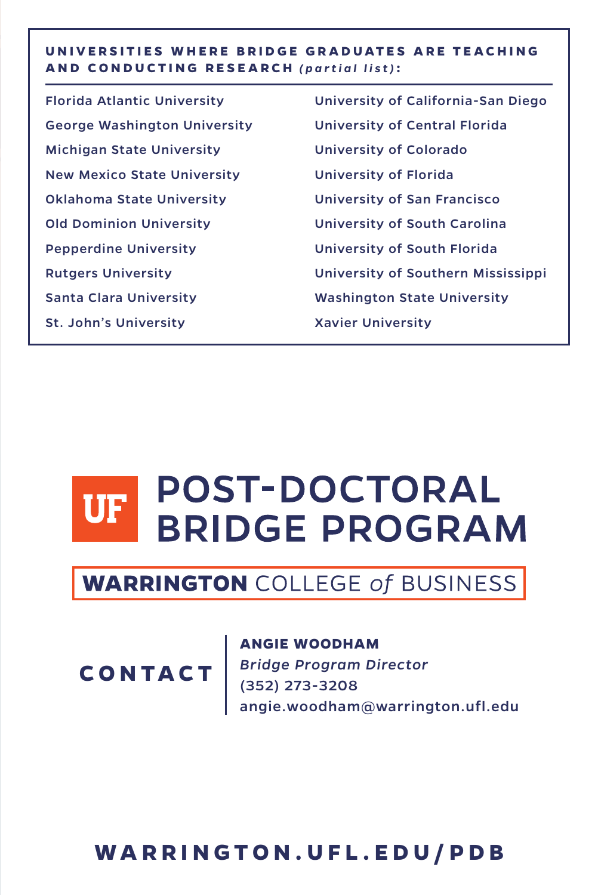**UNIVERSITIES WHERE BRIDGE GRADUATES ARE TEACHING AND CONDUCTING RESEARCH *(partial list)*:**

- Florida Atlantic University
- George Washington University
- Michigan State University
- New Mexico State University
- Oklahoma State University
- Old Dominion University
- Pepperdine University
- Rutgers University
- Santa Clara University
- St. John's University
- University of California-San Diego
- University of Central Florida
- University of Colorado
- University of Florida
- University of San Francisco
- University of South Carolina
- University of South Florida
- University of Southern Mississippi
- Washington State University
- Xavier University

# UF POST-DOCTORAL BRIDGE PROGRAM

**WARRINGTON** COLLEGE *of* BUSINESS

**CONTACT**

**ANGIE WOODHAM**
*Bridge Program Director*
(352) 273-3208
angie.woodham@warrington.ufl.edu

**WARRINGTON.UFL.EDU/PDB**